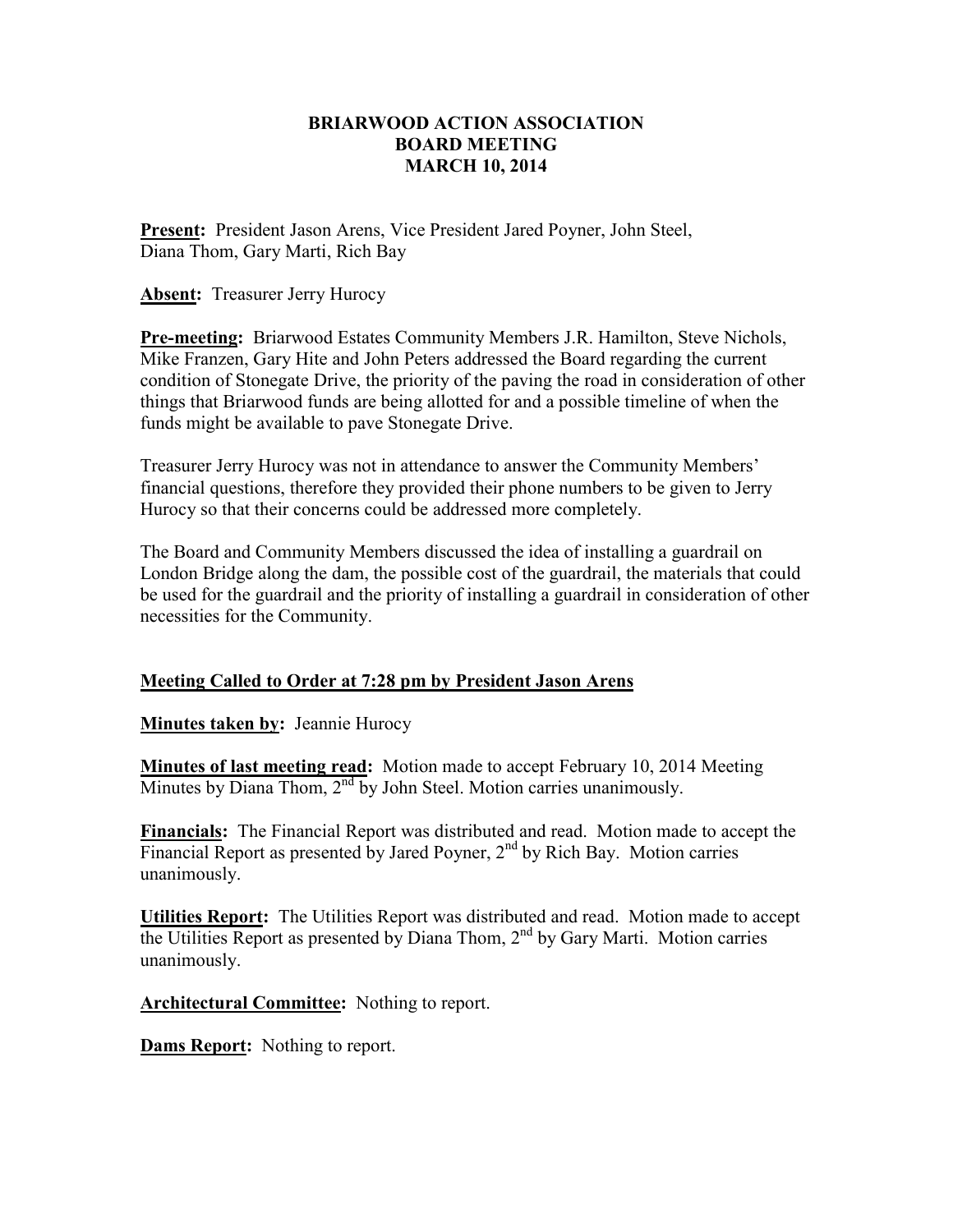# BRIARWOOD ACTION ASSOCIATION
## BOARD MEETING
## MARCH 10, 2014

**Present:** President Jason Arens, Vice President Jared Poyner, John Steel, Diana Thom, Gary Marti, Rich Bay

**Absent:** Treasurer Jerry Hurocy

**Pre-meeting:** Briarwood Estates Community Members J.R. Hamilton, Steve Nichols, Mike Franzen, Gary Hite and John Peters addressed the Board regarding the current condition of Stonegate Drive, the priority of the paving the road in consideration of other things that Briarwood funds are being allotted for and a possible timeline of when the funds might be available to pave Stonegate Drive.

Treasurer Jerry Hurocy was not in attendance to answer the Community Members' financial questions, therefore they provided their phone numbers to be given to Jerry Hurocy so that their concerns could be addressed more completely.

The Board and Community Members discussed the idea of installing a guardrail on London Bridge along the dam, the possible cost of the guardrail, the materials that could be used for the guardrail and the priority of installing a guardrail in consideration of other necessities for the Community.

**Meeting Called to Order at 7:28 pm by President Jason Arens**

**Minutes taken by:** Jeannie Hurocy

**Minutes of last meeting read:** Motion made to accept February 10, 2014 Meeting Minutes by Diana Thom, 2nd by John Steel. Motion carries unanimously.

**Financials:** The Financial Report was distributed and read. Motion made to accept the Financial Report as presented by Jared Poyner, 2nd by Rich Bay. Motion carries unanimously.

**Utilities Report:** The Utilities Report was distributed and read. Motion made to accept the Utilities Report as presented by Diana Thom, 2nd by Gary Marti. Motion carries unanimously.

**Architectural Committee:** Nothing to report.

**Dams Report:** Nothing to report.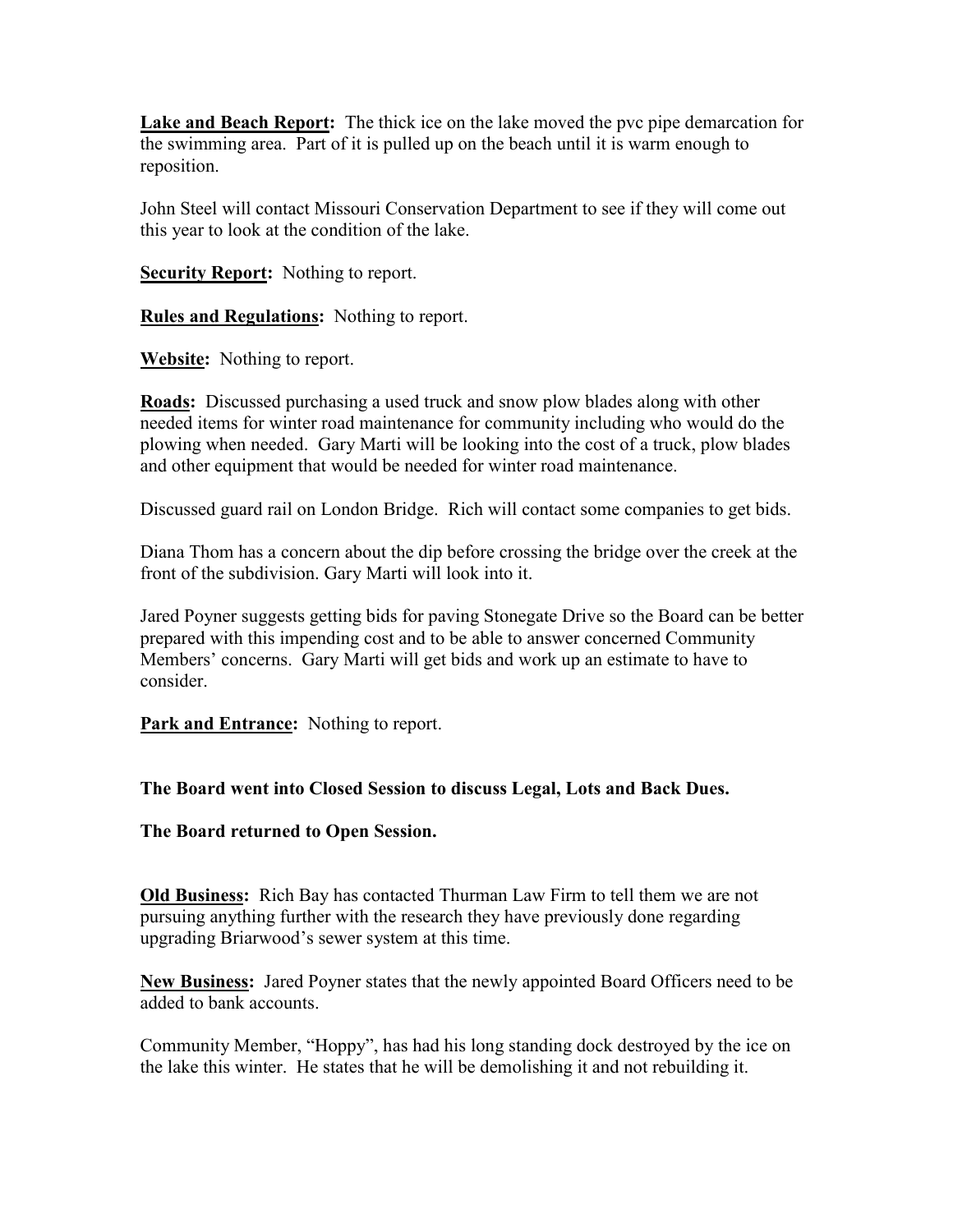**Lake and Beach Report:** The thick ice on the lake moved the pvc pipe demarcation for the swimming area. Part of it is pulled up on the beach until it is warm enough to reposition.

John Steel will contact Missouri Conservation Department to see if they will come out this year to look at the condition of the lake.

**Security Report:** Nothing to report.

**Rules and Regulations:** Nothing to report.

**Website:** Nothing to report.

**Roads:** Discussed purchasing a used truck and snow plow blades along with other needed items for winter road maintenance for community including who would do the plowing when needed. Gary Marti will be looking into the cost of a truck, plow blades and other equipment that would be needed for winter road maintenance.

Discussed guard rail on London Bridge. Rich will contact some companies to get bids.

Diana Thom has a concern about the dip before crossing the bridge over the creek at the front of the subdivision. Gary Marti will look into it.

Jared Poyner suggests getting bids for paving Stonegate Drive so the Board can be better prepared with this impending cost and to be able to answer concerned Community Members' concerns. Gary Marti will get bids and work up an estimate to have to consider.

**Park and Entrance:** Nothing to report.

**The Board went into Closed Session to discuss Legal, Lots and Back Dues.**

**The Board returned to Open Session.**

**Old Business:** Rich Bay has contacted Thurman Law Firm to tell them we are not pursuing anything further with the research they have previously done regarding upgrading Briarwood's sewer system at this time.

**New Business:** Jared Poyner states that the newly appointed Board Officers need to be added to bank accounts.

Community Member, "Hoppy", has had his long standing dock destroyed by the ice on the lake this winter. He states that he will be demolishing it and not rebuilding it.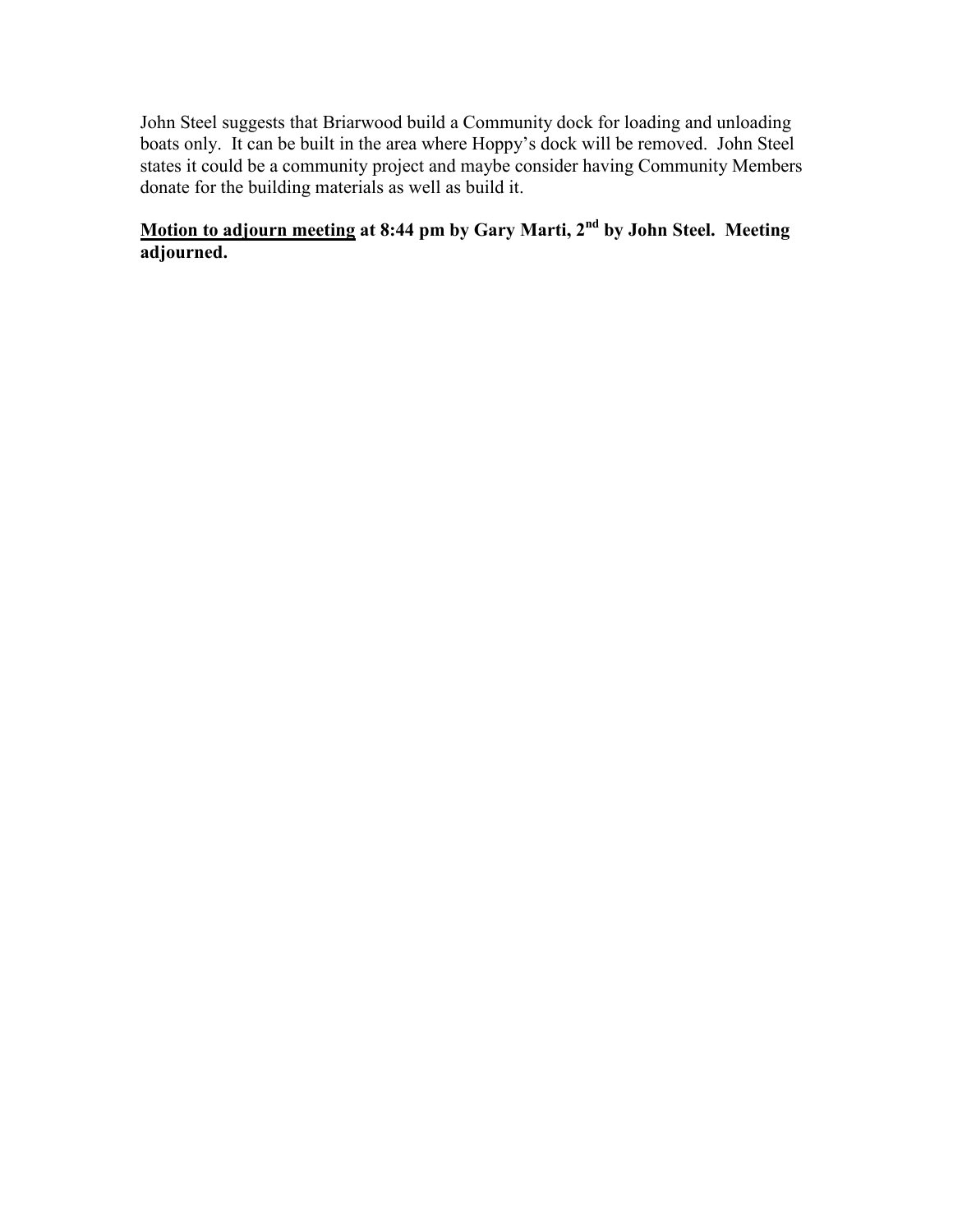John Steel suggests that Briarwood build a Community dock for loading and unloading boats only. It can be built in the area where Hoppy's dock will be removed. John Steel states it could be a community project and maybe consider having Community Members donate for the building materials as well as build it.

**<u>Motion to adjourn meeting</u> at 8:44 pm by Gary Marti, 2nd by John Steel. Meeting adjourned.**